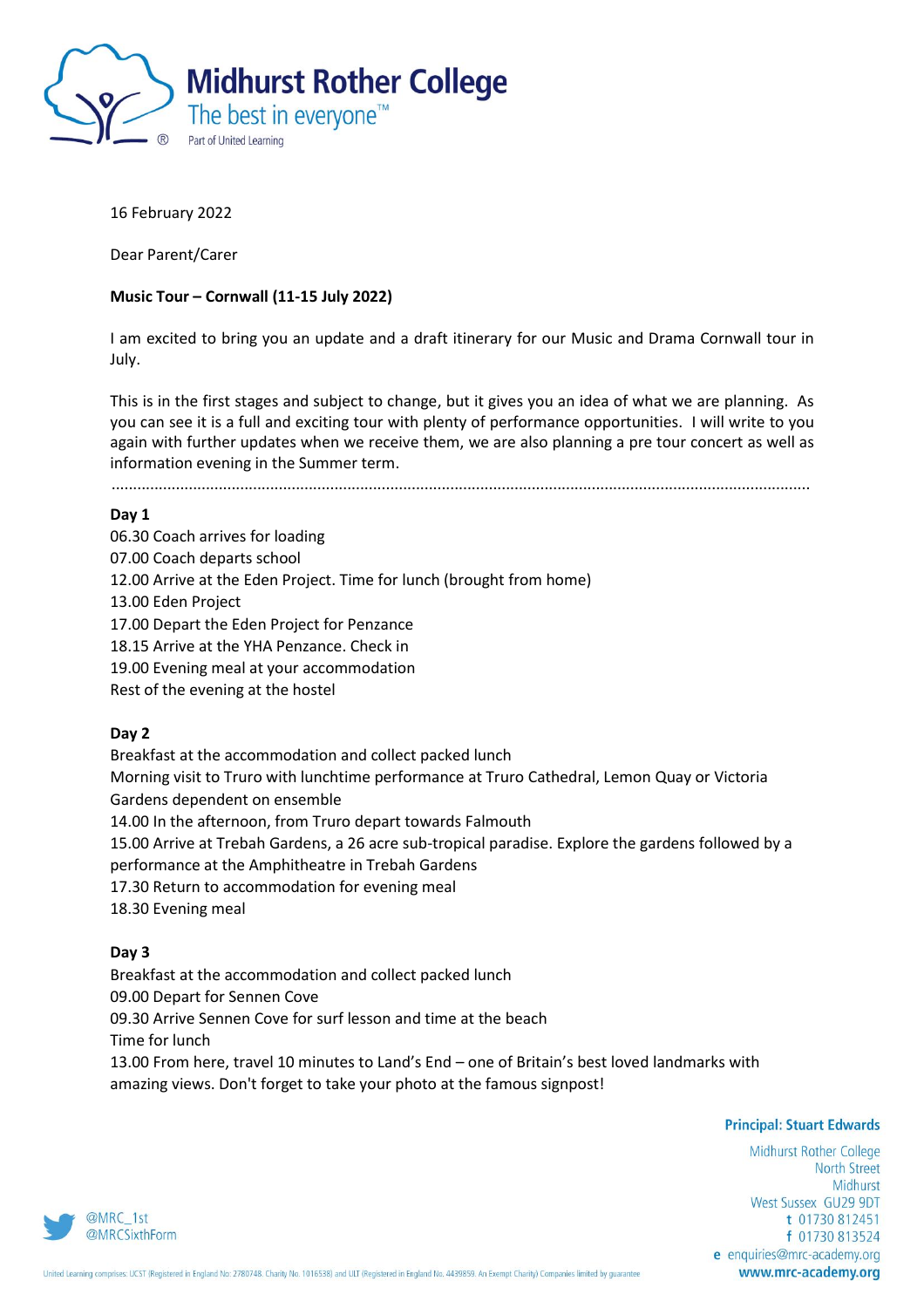# Midhurst Rother College

The best in everyone™

Part of United Learning

16 February 2022

Dear Parent/Carer

**Music Tour – Cornwall (11-15 July 2022)**

I am excited to bring you an update and a draft itinerary for our Music and Drama Cornwall tour in July.

This is in the first stages and subject to change, but it gives you an idea of what we are planning. As you can see it is a full and exciting tour with plenty of performance opportunities. I will write to you again with further updates when we receive them, we are also planning a pre tour concert as well as information evening in the Summer term.

---

**Day 1**

06.30 Coach arrives for loading
07.00 Coach departs school
12.00 Arrive at the Eden Project. Time for lunch (brought from home)
13.00 Eden Project
17.00 Depart the Eden Project for Penzance
18.15 Arrive at the YHA Penzance. Check in
19.00 Evening meal at your accommodation
Rest of the evening at the hostel

**Day 2**

Breakfast at the accommodation and collect packed lunch
Morning visit to Truro with lunchtime performance at Truro Cathedral, Lemon Quay or Victoria Gardens dependent on ensemble
14.00 In the afternoon, from Truro depart towards Falmouth
15.00 Arrive at Trebah Gardens, a 26 acre sub-tropical paradise. Explore the gardens followed by a performance at the Amphitheatre in Trebah Gardens
17.30 Return to accommodation for evening meal
18.30 Evening meal

**Day 3**

Breakfast at the accommodation and collect packed lunch
09.00 Depart for Sennen Cove
09.30 Arrive Sennen Cove for surf lesson and time at the beach
Time for lunch
13.00 From here, travel 10 minutes to Land's End – one of Britain's best loved landmarks with amazing views. Don't forget to take your photo at the famous signpost!

**Principal: Stuart Edwards**

Midhurst Rother College
North Street
Midhurst
West Sussex GU29 9DT
t 01730 812451
f 01730 813524
e enquiries@mrc-academy.org
www.mrc-academy.org

@MRC_1st
@MRCSixthForm

United Learning comprises: UCST (Registered in England No: 2780748. Charity No. 1016538) and ULT (Registered in England No. 4439859. An Exempt Charity) Companies limited by guarantee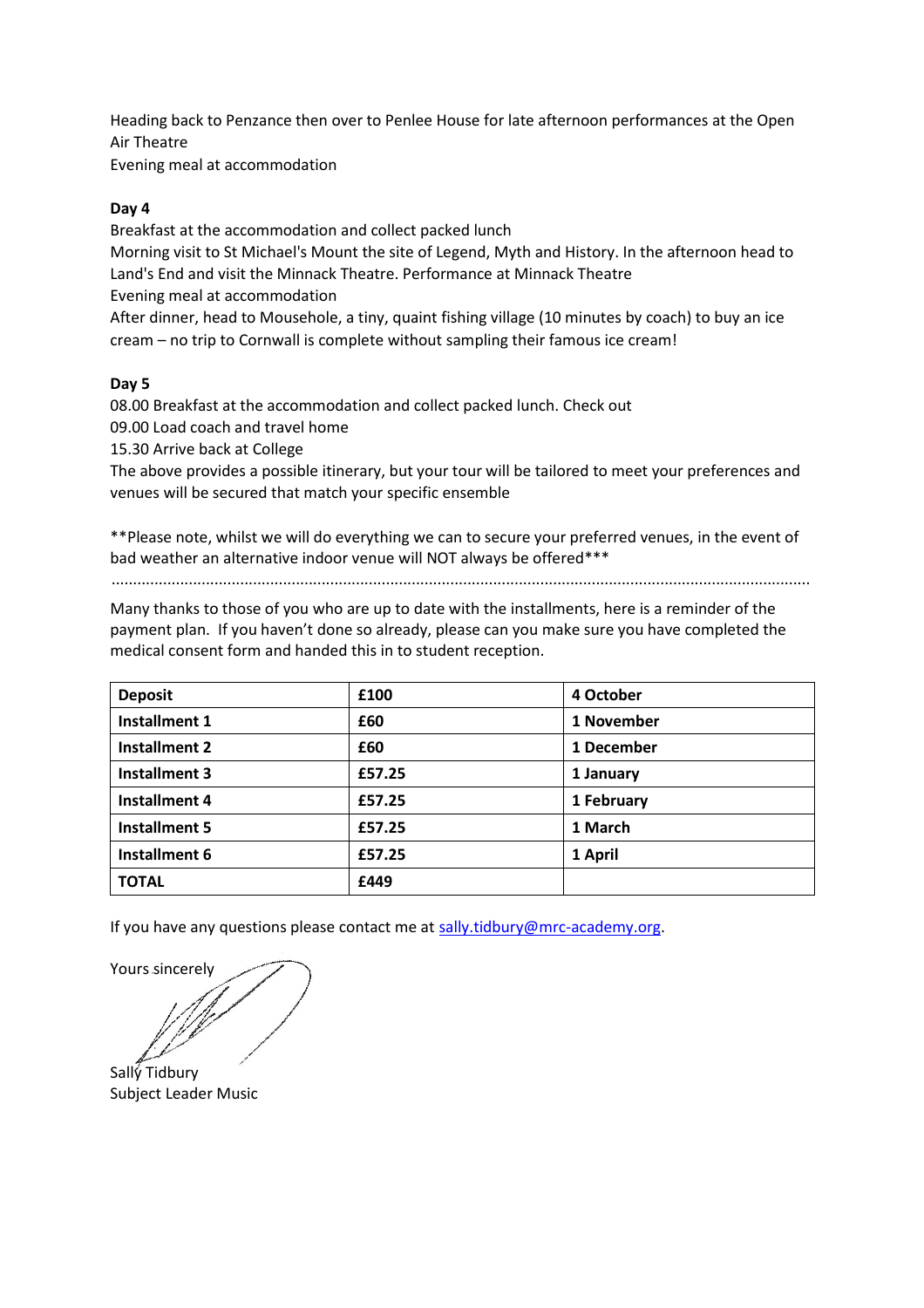Heading back to Penzance then over to Penlee House for late afternoon performances at the Open Air Theatre
Evening meal at accommodation

**Day 4**
Breakfast at the accommodation and collect packed lunch
Morning visit to St Michael's Mount the site of Legend, Myth and History. In the afternoon head to Land's End and visit the Minnack Theatre. Performance at Minnack Theatre
Evening meal at accommodation
After dinner, head to Mousehole, a tiny, quaint fishing village (10 minutes by coach) to buy an ice cream – no trip to Cornwall is complete without sampling their famous ice cream!

**Day 5**
08.00 Breakfast at the accommodation and collect packed lunch. Check out
09.00 Load coach and travel home
15.30 Arrive back at College
The above provides a possible itinerary, but your tour will be tailored to meet your preferences and venues will be secured that match your specific ensemble

**Please note, whilst we will do everything we can to secure your preferred venues, in the event of bad weather an alternative indoor venue will NOT always be offered***

---

Many thanks to those of you who are up to date with the installments, here is a reminder of the payment plan. If you haven't done so already, please can you make sure you have completed the medical consent form and handed this in to student reception.

| **Deposit** | **£100** | **4 October** |
|---|---|---|
| **Installment 1** | **£60** | **1 November** |
| **Installment 2** | **£60** | **1 December** |
| **Installment 3** | **£57.25** | **1 January** |
| **Installment 4** | **£57.25** | **1 February** |
| **Installment 5** | **£57.25** | **1 March** |
| **Installment 6** | **£57.25** | **1 April** |
| **TOTAL** | **£449** | |

If you have any questions please contact me at sally.tidbury@mrc-academy.org.

Yours sincerely

Sally Tidbury
Subject Leader Music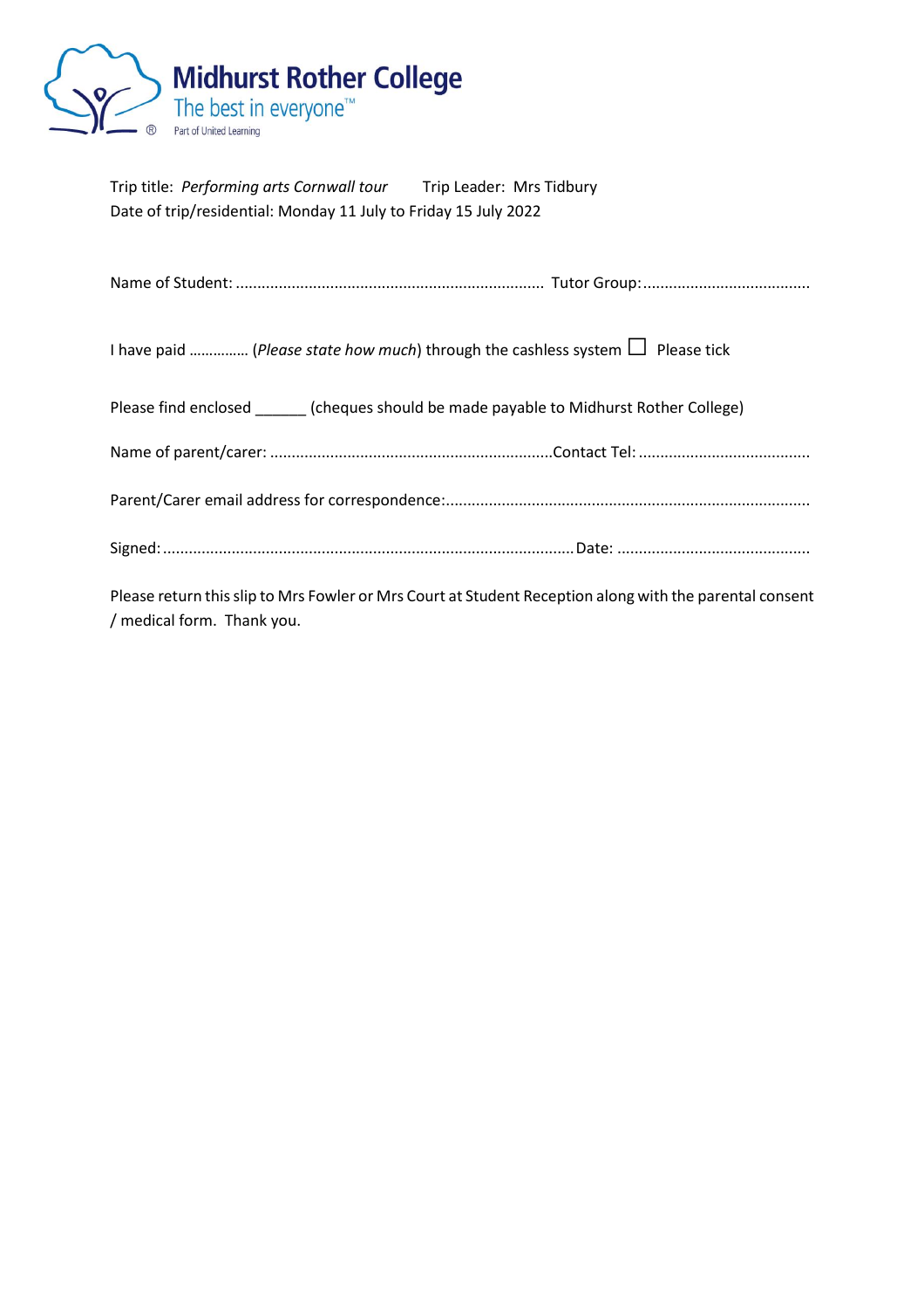**Midhurst Rother College**
The best in everyone™
Part of United Learning

Trip title: *Performing arts Cornwall tour* Trip Leader: Mrs Tidbury
Date of trip/residential: Monday 11 July to Friday 15 July 2022

Name of Student: ....................................................................... Tutor Group: .......................................

I have paid …………… (*Please state how much*) through the cashless system ☐ Please tick

Please find enclosed ______ (cheques should be made payable to Midhurst Rother College)

Name of parent/carer: .................................................................Contact Tel: ........................................

Parent/Carer email address for correspondence:....................................................................................

Signed: ...............................................................................................Date: .............................................

Please return this slip to Mrs Fowler or Mrs Court at Student Reception along with the parental consent / medical form. Thank you.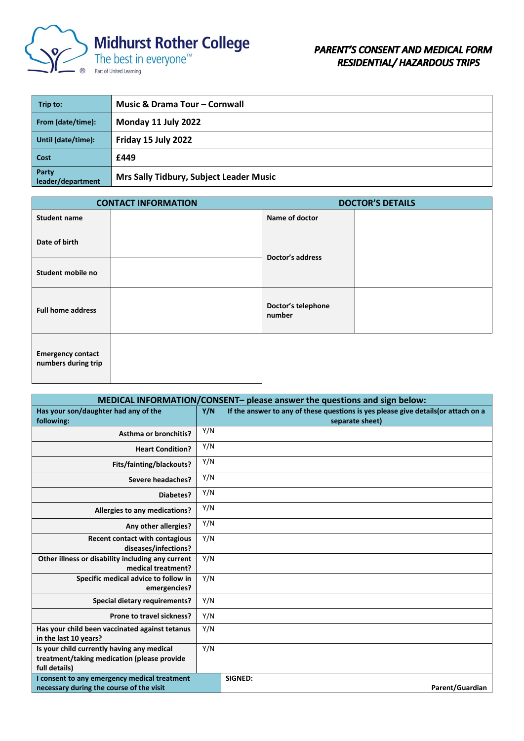Midhurst Rother College
The best in everyone™
Part of United Learning

# *PARENT'S CONSENT AND MEDICAL FORM*
# *RESIDENTIAL/ HAZARDOUS TRIPS*

| | |
|---|---|
| **Trip to:** | **Music & Drama Tour – Cornwall** |
| **From (date/time):** | **Monday 11 July 2022** |
| **Until (date/time):** | **Friday 15 July 2022** |
| **Cost** | **£449** |
| **Party leader/department** | **Mrs Sally Tidbury, Subject Leader Music** |

| **CONTACT INFORMATION** | | **DOCTOR'S DETAILS** | |
|---|---|---|---|
| **Student name** | | **Name of doctor** | |
| **Date of birth** | | **Doctor's address** | |
| **Student mobile no** | | | |
| **Full home address** | | **Doctor's telephone number** | |
| **Emergency contact numbers during trip** | | | |

| **MEDICAL INFORMATION/CONSENT– please answer the questions and sign below:** | | |
|---|---|---|
| **Has your son/daughter had any of the following:** | **Y/N** | **If the answer to any of these questions is yes please give details(or attach on a separate sheet)** |
| **Asthma or bronchitis?** | Y/N | |
| **Heart Condition?** | Y/N | |
| **Fits/fainting/blackouts?** | Y/N | |
| **Severe headaches?** | Y/N | |
| **Diabetes?** | Y/N | |
| **Allergies to any medications?** | Y/N | |
| **Any other allergies?** | Y/N | |
| **Recent contact with contagious diseases/infections?** | Y/N | |
| **Other illness or disability including any current medical treatment?** | Y/N | |
| **Specific medical advice to follow in emergencies?** | Y/N | |
| **Special dietary requirements?** | Y/N | |
| **Prone to travel sickness?** | Y/N | |
| **Has your child been vaccinated against tetanus in the last 10 years?** | Y/N | |
| **Is your child currently having any medical treatment/taking medication (please provide full details)** | Y/N | |
| **I consent to any emergency medical treatment necessary during the course of the visit** | | **SIGNED:** **Parent/Guardian** |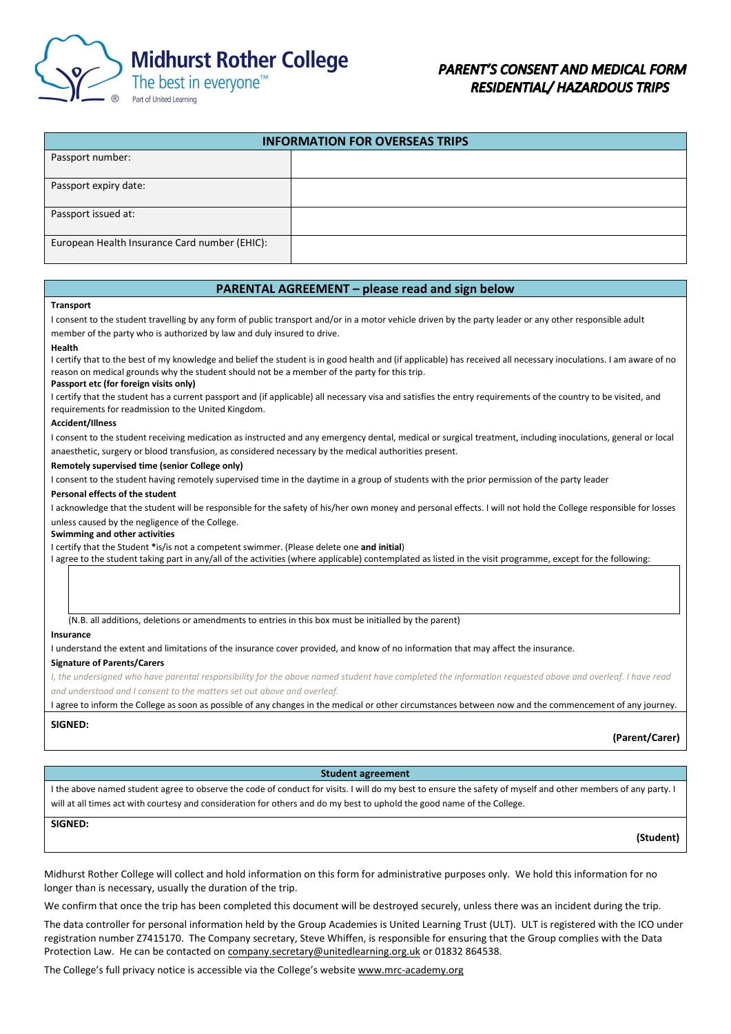Midhurst Rother College

The best in everyone™

Part of United Learning

# *PARENT'S CONSENT AND MEDICAL FORM RESIDENTIAL/ HAZARDOUS TRIPS*

| INFORMATION FOR OVERSEAS TRIPS | |
|---|---|
| Passport number: | |
| Passport expiry date: | |
| Passport issued at: | |
| European Health Insurance Card number (EHIC): | |

## PARENTAL AGREEMENT – please read and sign below

**Transport**

I consent to the student travelling by any form of public transport and/or in a motor vehicle driven by the party leader or any other responsible adult member of the party who is authorized by law and duly insured to drive.

**Health**

I certify that to the best of my knowledge and belief the student is in good health and (if applicable) has received all necessary inoculations. I am aware of no reason on medical grounds why the student should not be a member of the party for this trip.

**Passport etc (for foreign visits only)**

I certify that the student has a current passport and (if applicable) all necessary visa and satisfies the entry requirements of the country to be visited, and requirements for readmission to the United Kingdom.

**Accident/Illness**

I consent to the student receiving medication as instructed and any emergency dental, medical or surgical treatment, including inoculations, general or local anaesthetic, surgery or blood transfusion, as considered necessary by the medical authorities present.

**Remotely supervised time (senior College only)**

I consent to the student having remotely supervised time in the daytime in a group of students with the prior permission of the party leader

**Personal effects of the student**

I acknowledge that the student will be responsible for the safety of his/her own money and personal effects. I will not hold the College responsible for losses unless caused by the negligence of the College.

**Swimming and other activities**

I certify that the Student *is/is not a competent swimmer. (Please delete one **and initial**)

I agree to the student taking part in any/all of the activities (where applicable) contemplated as listed in the visit programme, except for the following:

(N.B. all additions, deletions or amendments to entries in this box must be initialled by the parent)

**Insurance**

I understand the extent and limitations of the insurance cover provided, and know of no information that may affect the insurance.

**Signature of Parents/Carers**

*I, the undersigned who have parental responsibility for the above named student have completed the information requested above and overleaf. I have read and understood and I consent to the matters set out above and overleaf.*

I agree to inform the College as soon as possible of any changes in the medical or other circumstances between now and the commencement of any journey.

**SIGNED:** **(Parent/Carer)**

### Student agreement

I the above named student agree to observe the code of conduct for visits. I will do my best to ensure the safety of myself and other members of any party. I will at all times act with courtesy and consideration for others and do my best to uphold the good name of the College.

**SIGNED:** **(Student)**

Midhurst Rother College will collect and hold information on this form for administrative purposes only. We hold this information for no longer than is necessary, usually the duration of the trip.

We confirm that once the trip has been completed this document will be destroyed securely, unless there was an incident during the trip.

The data controller for personal information held by the Group Academies is United Learning Trust (ULT). ULT is registered with the ICO under registration number Z7415170. The Company secretary, Steve Whiffen, is responsible for ensuring that the Group complies with the Data Protection Law. He can be contacted on company.secretary@unitedlearning.org.uk or 01832 864538.

The College's full privacy notice is accessible via the College's website www.mrc-academy.org